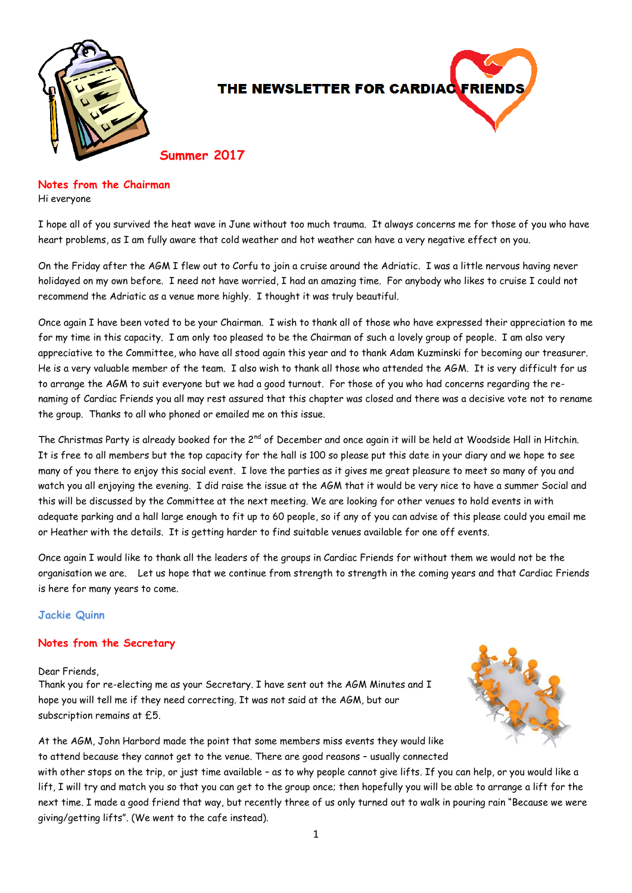# THE NEWSLETTER FOR CARDIAC FRIENDS

## Summer 2017

### Notes from the Chairman

Hi everyone

I hope all of you survived the heat wave in June without too much trauma. It always concerns me for those of you who have heart problems, as I am fully aware that cold weather and hot weather can have a very negative effect on you.

On the Friday after the AGM I flew out to Corfu to join a cruise around the Adriatic. I was a little nervous having never holidayed on my own before. I need not have worried, I had an amazing time. For anybody who likes to cruise I could not recommend the Adriatic as a venue more highly. I thought it was truly beautiful.

Once again I have been voted to be your Chairman. I wish to thank all of those who have expressed their appreciation to me for my time in this capacity. I am only too pleased to be the Chairman of such a lovely group of people. I am also very appreciative to the Committee, who have all stood again this year and to thank Adam Kuzminski for becoming our treasurer. He is a very valuable member of the team. I also wish to thank all those who attended the AGM. It is very difficult for us to arrange the AGM to suit everyone but we had a good turnout. For those of you who had concerns regarding the re-naming of Cardiac Friends you all may rest assured that this chapter was closed and there was a decisive vote not to rename the group. Thanks to all who phoned or emailed me on this issue.

The Christmas Party is already booked for the 2nd of December and once again it will be held at Woodside Hall in Hitchin. It is free to all members but the top capacity for the hall is 100 so please put this date in your diary and we hope to see many of you there to enjoy this social event. I love the parties as it gives me great pleasure to meet so many of you and watch you all enjoying the evening. I did raise the issue at the AGM that it would be very nice to have a summer Social and this will be discussed by the Committee at the next meeting. We are looking for other venues to hold events in with adequate parking and a hall large enough to fit up to 60 people, so if any of you can advise of this please could you email me or Heather with the details. It is getting harder to find suitable venues available for one off events.

Once again I would like to thank all the leaders of the groups in Cardiac Friends for without them we would not be the organisation we are. Let us hope that we continue from strength to strength in the coming years and that Cardiac Friends is here for many years to come.

**Jackie Quinn**

### Notes from the Secretary

Dear Friends,

Thank you for re-electing me as your Secretary. I have sent out the AGM Minutes and I hope you will tell me if they need correcting. It was not said at the AGM, but our subscription remains at £5.

At the AGM, John Harbord made the point that some members miss events they would like to attend because they cannot get to the venue. There are good reasons – usually connected with other stops on the trip, or just time available – as to why people cannot give lifts. If you can help, or you would like a lift, I will try and match you so that you can get to the group once; then hopefully you will be able to arrange a lift for the next time. I made a good friend that way, but recently three of us only turned out to walk in pouring rain "Because we were giving/getting lifts". (We went to the cafe instead).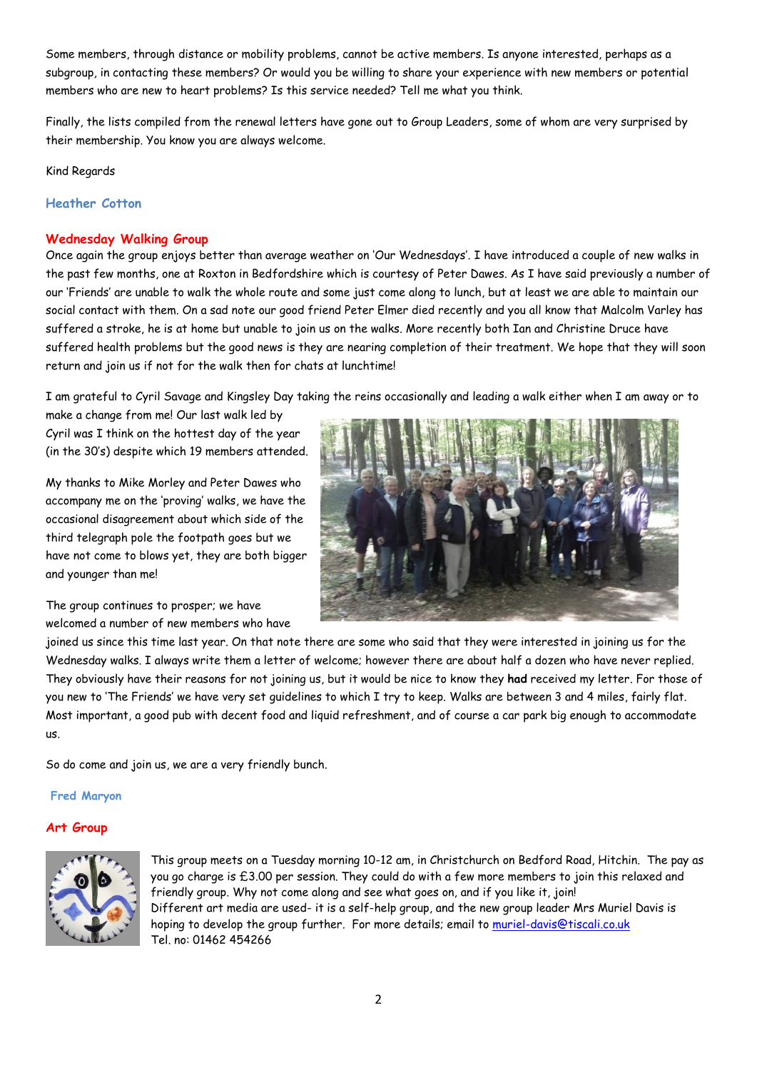Some members, through distance or mobility problems, cannot be active members. Is anyone interested, perhaps as a subgroup, in contacting these members? Or would you be willing to share your experience with new members or potential members who are new to heart problems? Is this service needed? Tell me what you think.

Finally, the lists compiled from the renewal letters have gone out to Group Leaders, some of whom are very surprised by their membership. You know you are always welcome.

Kind Regards

**Heather Cotton**

## Wednesday Walking Group

Once again the group enjoys better than average weather on 'Our Wednesdays'. I have introduced a couple of new walks in the past few months, one at Roxton in Bedfordshire which is courtesy of Peter Dawes. As I have said previously a number of our 'Friends' are unable to walk the whole route and some just come along to lunch, but at least we are able to maintain our social contact with them. On a sad note our good friend Peter Elmer died recently and you all know that Malcolm Varley has suffered a stroke, he is at home but unable to join us on the walks. More recently both Ian and Christine Druce have suffered health problems but the good news is they are nearing completion of their treatment. We hope that they will soon return and join us if not for the walk then for chats at lunchtime!

I am grateful to Cyril Savage and Kingsley Day taking the reins occasionally and leading a walk either when I am away or to make a change from me! Our last walk led by Cyril was I think on the hottest day of the year (in the 30's) despite which 19 members attended.

My thanks to Mike Morley and Peter Dawes who accompany me on the 'proving' walks, we have the occasional disagreement about which side of the third telegraph pole the footpath goes but we have not come to blows yet, they are both bigger and younger than me!

The group continues to prosper; we have welcomed a number of new members who have joined us since this time last year. On that note there are some who said that they were interested in joining us for the Wednesday walks. I always write them a letter of welcome; however there are about half a dozen who have never replied. They obviously have their reasons for not joining us, but it would be nice to know they **had** received my letter. For those of you new to 'The Friends' we have very set guidelines to which I try to keep. Walks are between 3 and 4 miles, fairly flat. Most important, a good pub with decent food and liquid refreshment, and of course a car park big enough to accommodate us.

So do come and join us, we are a very friendly bunch.

**Fred Maryon**

## Art Group

This group meets on a Tuesday morning 10-12 am, in Christchurch on Bedford Road, Hitchin. The pay as you go charge is £3.00 per session. They could do with a few more members to join this relaxed and friendly group. Why not come along and see what goes on, and if you like it, join!
Different art media are used- it is a self-help group, and the new group leader Mrs Muriel Davis is hoping to develop the group further. For more details; email to [muriel-davis@tiscali.co.uk](mailto:muriel-davis@tiscali.co.uk)
Tel. no: 01462 454266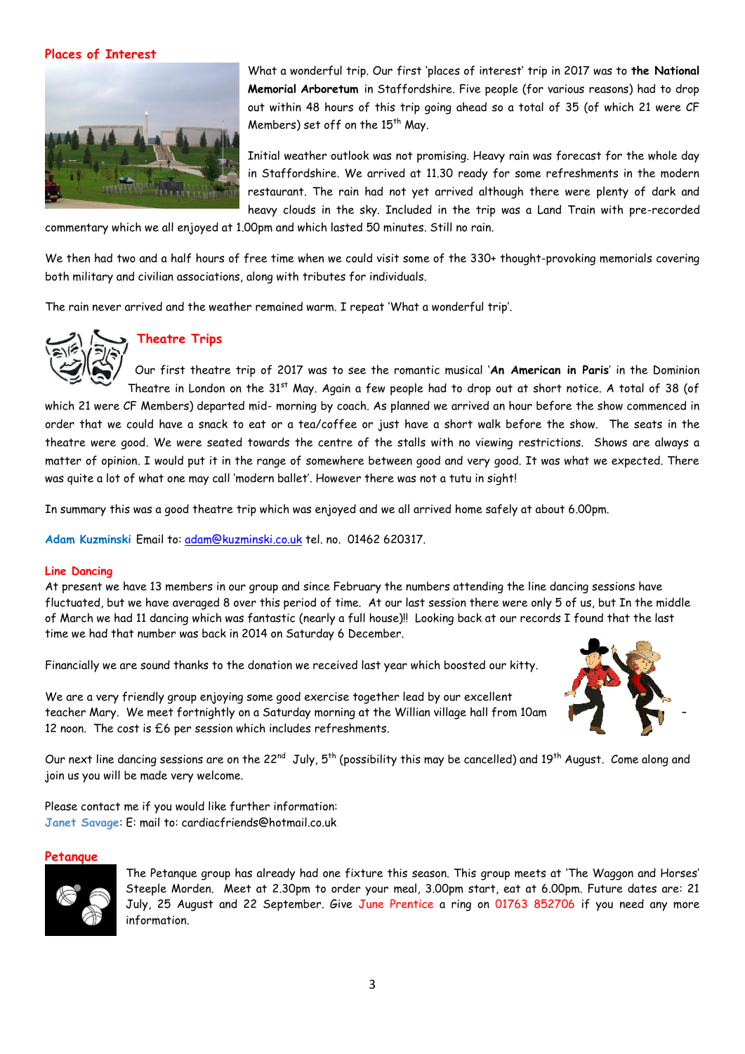## Places of Interest

What a wonderful trip. Our first 'places of interest' trip in 2017 was to **the National Memorial Arboretum** in Staffordshire. Five people (for various reasons) had to drop out within 48 hours of this trip going ahead so a total of 35 (of which 21 were CF Members) set off on the 15th May.

Initial weather outlook was not promising. Heavy rain was forecast for the whole day in Staffordshire. We arrived at 11.30 ready for some refreshments in the modern restaurant. The rain had not yet arrived although there were plenty of dark and heavy clouds in the sky. Included in the trip was a Land Train with pre-recorded commentary which we all enjoyed at 1.00pm and which lasted 50 minutes. Still no rain.

We then had two and a half hours of free time when we could visit some of the 330+ thought-provoking memorials covering both military and civilian associations, along with tributes for individuals.

The rain never arrived and the weather remained warm. I repeat 'What a wonderful trip'.

## Theatre Trips

Our first theatre trip of 2017 was to see the romantic musical '**An American in Paris**' in the Dominion Theatre in London on the 31st May. Again a few people had to drop out at short notice. A total of 38 (of which 21 were CF Members) departed mid- morning by coach. As planned we arrived an hour before the show commenced in order that we could have a snack to eat or a tea/coffee or just have a short walk before the show. The seats in the theatre were good. We were seated towards the centre of the stalls with no viewing restrictions. Shows are always a matter of opinion. I would put it in the range of somewhere between good and very good. It was what we expected. There was quite a lot of what one may call 'modern ballet'. However there was not a tutu in sight!

In summary this was a good theatre trip which was enjoyed and we all arrived home safely at about 6.00pm.

**Adam Kuzminski** Email to: adam@kuzminski.co.uk tel. no. 01462 620317.

## Line Dancing

At present we have 13 members in our group and since February the numbers attending the line dancing sessions have fluctuated, but we have averaged 8 over this period of time. At our last session there were only 5 of us, but In the middle of March we had 11 dancing which was fantastic (nearly a full house)!! Looking back at our records I found that the last time we had that number was back in 2014 on Saturday 6 December.

Financially we are sound thanks to the donation we received last year which boosted our kitty.

We are a very friendly group enjoying some good exercise together lead by our excellent teacher Mary. We meet fortnightly on a Saturday morning at the Willian village hall from 10am – 12 noon. The cost is £6 per session which includes refreshments.

Our next line dancing sessions are on the 22nd July, 5th (possibility this may be cancelled) and 19th August. Come along and join us you will be made very welcome.

Please contact me if you would like further information:
**Janet Savage**: E: mail to: cardiacfriends@hotmail.co.uk

## Petanque

The Petanque group has already had one fixture this season. This group meets at 'The Waggon and Horses' Steeple Morden. Meet at 2.30pm to order your meal, 3.00pm start, eat at 6.00pm. Future dates are: 21 July, 25 August and 22 September. Give June Prentice a ring on 01763 852706 if you need any more information.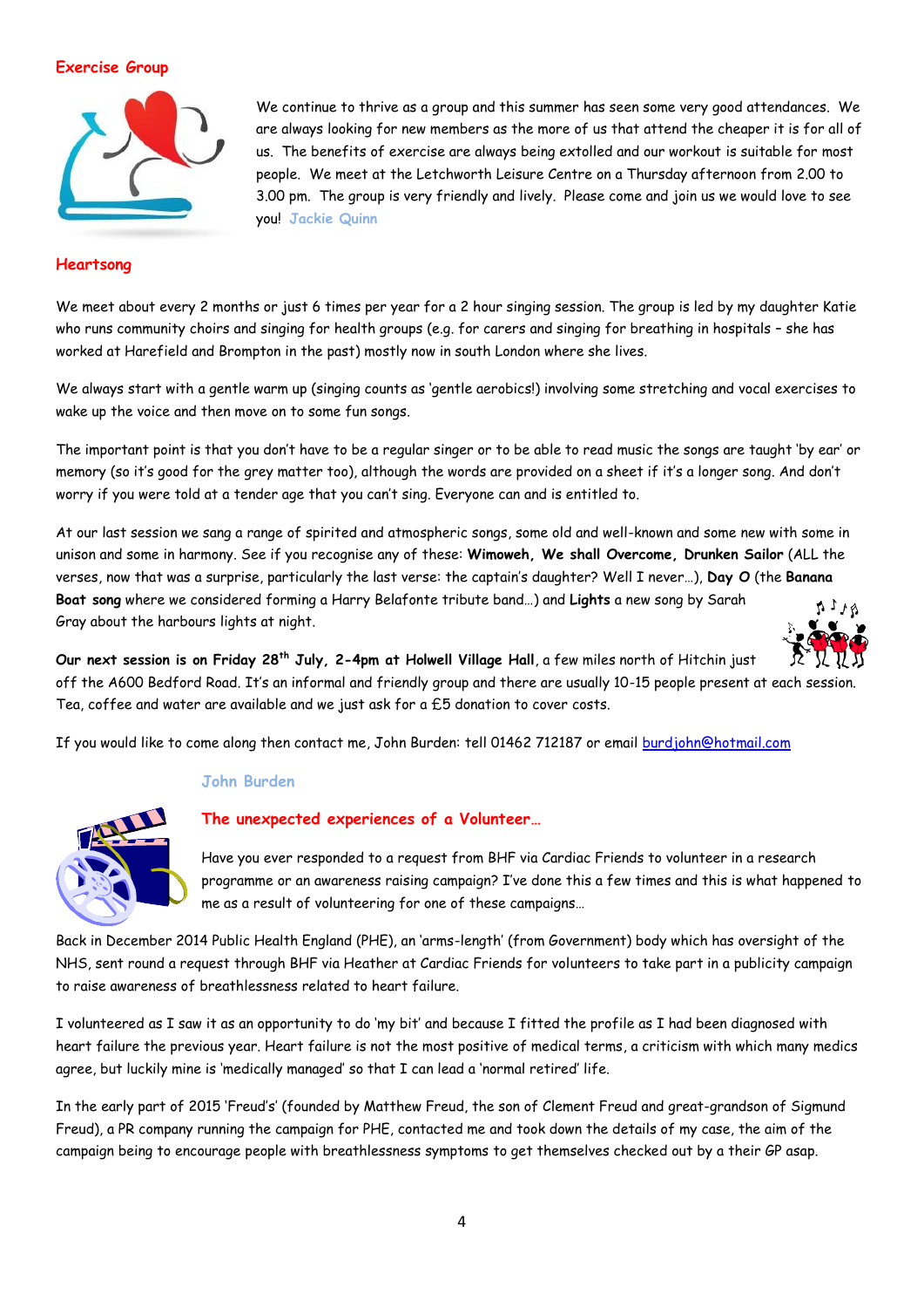## Exercise Group

We continue to thrive as a group and this summer has seen some very good attendances. We are always looking for new members as the more of us that attend the cheaper it is for all of us. The benefits of exercise are always being extolled and our workout is suitable for most people. We meet at the Letchworth Leisure Centre on a Thursday afternoon from 2.00 to 3.00 pm. The group is very friendly and lively. Please come and join us we would love to see you! **Jackie Quinn**

## Heartsong

We meet about every 2 months or just 6 times per year for a 2 hour singing session. The group is led by my daughter Katie who runs community choirs and singing for health groups (e.g. for carers and singing for breathing in hospitals – she has worked at Harefield and Brompton in the past) mostly now in south London where she lives.

We always start with a gentle warm up (singing counts as 'gentle aerobics!) involving some stretching and vocal exercises to wake up the voice and then move on to some fun songs.

The important point is that you don't have to be a regular singer or to be able to read music the songs are taught 'by ear' or memory (so it's good for the grey matter too), although the words are provided on a sheet if it's a longer song. And don't worry if you were told at a tender age that you can't sing. Everyone can and is entitled to.

At our last session we sang a range of spirited and atmospheric songs, some old and well-known and some new with some in unison and some in harmony. See if you recognise any of these: **Wimoweh, We shall Overcome, Drunken Sailor** (ALL the verses, now that was a surprise, particularly the last verse: the captain's daughter? Well I never…), **Day O** (the **Banana Boat song** where we considered forming a Harry Belafonte tribute band…) and **Lights** a new song by Sarah Gray about the harbours lights at night.

**Our next session is on Friday 28th July, 2-4pm at Holwell Village Hall**, a few miles north of Hitchin just off the A600 Bedford Road. It's an informal and friendly group and there are usually 10-15 people present at each session. Tea, coffee and water are available and we just ask for a £5 donation to cover costs.

If you would like to come along then contact me, John Burden: tell 01462 712187 or email burdjohn@hotmail.com

**John Burden**

## The unexpected experiences of a Volunteer…

Have you ever responded to a request from BHF via Cardiac Friends to volunteer in a research programme or an awareness raising campaign? I've done this a few times and this is what happened to me as a result of volunteering for one of these campaigns…

Back in December 2014 Public Health England (PHE), an 'arms-length' (from Government) body which has oversight of the NHS, sent round a request through BHF via Heather at Cardiac Friends for volunteers to take part in a publicity campaign to raise awareness of breathlessness related to heart failure.

I volunteered as I saw it as an opportunity to do 'my bit' and because I fitted the profile as I had been diagnosed with heart failure the previous year. Heart failure is not the most positive of medical terms, a criticism with which many medics agree, but luckily mine is 'medically managed' so that I can lead a 'normal retired' life.

In the early part of 2015 'Freud's' (founded by Matthew Freud, the son of Clement Freud and great-grandson of Sigmund Freud), a PR company running the campaign for PHE, contacted me and took down the details of my case, the aim of the campaign being to encourage people with breathlessness symptoms to get themselves checked out by a their GP asap.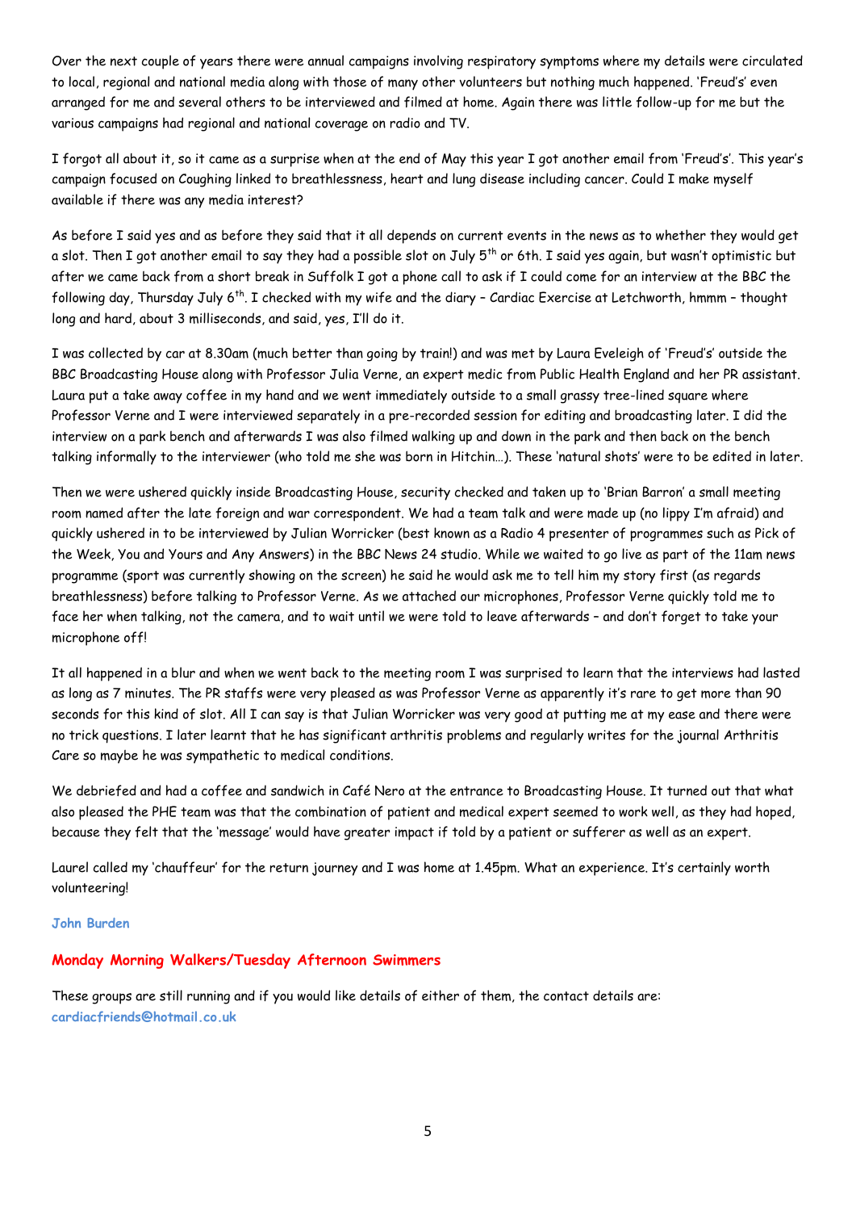Over the next couple of years there were annual campaigns involving respiratory symptoms where my details were circulated to local, regional and national media along with those of many other volunteers but nothing much happened. 'Freud's' even arranged for me and several others to be interviewed and filmed at home. Again there was little follow-up for me but the various campaigns had regional and national coverage on radio and TV.

I forgot all about it, so it came as a surprise when at the end of May this year I got another email from 'Freud's'. This year's campaign focused on Coughing linked to breathlessness, heart and lung disease including cancer. Could I make myself available if there was any media interest?

As before I said yes and as before they said that it all depends on current events in the news as to whether they would get a slot. Then I got another email to say they had a possible slot on July 5th or 6th. I said yes again, but wasn't optimistic but after we came back from a short break in Suffolk I got a phone call to ask if I could come for an interview at the BBC the following day, Thursday July 6th. I checked with my wife and the diary – Cardiac Exercise at Letchworth, hmmm – thought long and hard, about 3 milliseconds, and said, yes, I'll do it.

I was collected by car at 8.30am (much better than going by train!) and was met by Laura Eveleigh of 'Freud's' outside the BBC Broadcasting House along with Professor Julia Verne, an expert medic from Public Health England and her PR assistant. Laura put a take away coffee in my hand and we went immediately outside to a small grassy tree-lined square where Professor Verne and I were interviewed separately in a pre-recorded session for editing and broadcasting later. I did the interview on a park bench and afterwards I was also filmed walking up and down in the park and then back on the bench talking informally to the interviewer (who told me she was born in Hitchin…). These 'natural shots' were to be edited in later.

Then we were ushered quickly inside Broadcasting House, security checked and taken up to 'Brian Barron' a small meeting room named after the late foreign and war correspondent. We had a team talk and were made up (no lippy I'm afraid) and quickly ushered in to be interviewed by Julian Worricker (best known as a Radio 4 presenter of programmes such as Pick of the Week, You and Yours and Any Answers) in the BBC News 24 studio. While we waited to go live as part of the 11am news programme (sport was currently showing on the screen) he said he would ask me to tell him my story first (as regards breathlessness) before talking to Professor Verne. As we attached our microphones, Professor Verne quickly told me to face her when talking, not the camera, and to wait until we were told to leave afterwards – and don't forget to take your microphone off!

It all happened in a blur and when we went back to the meeting room I was surprised to learn that the interviews had lasted as long as 7 minutes. The PR staffs were very pleased as was Professor Verne as apparently it's rare to get more than 90 seconds for this kind of slot. All I can say is that Julian Worricker was very good at putting me at my ease and there were no trick questions. I later learnt that he has significant arthritis problems and regularly writes for the journal Arthritis Care so maybe he was sympathetic to medical conditions.

We debriefed and had a coffee and sandwich in Café Nero at the entrance to Broadcasting House. It turned out that what also pleased the PHE team was that the combination of patient and medical expert seemed to work well, as they had hoped, because they felt that the 'message' would have greater impact if told by a patient or sufferer as well as an expert.

Laurel called my 'chauffeur' for the return journey and I was home at 1.45pm. What an experience. It's certainly worth volunteering!

**John Burden**

## Monday Morning Walkers/Tuesday Afternoon Swimmers

These groups are still running and if you would like details of either of them, the contact details are:
**cardiacfriends@hotmail.co.uk**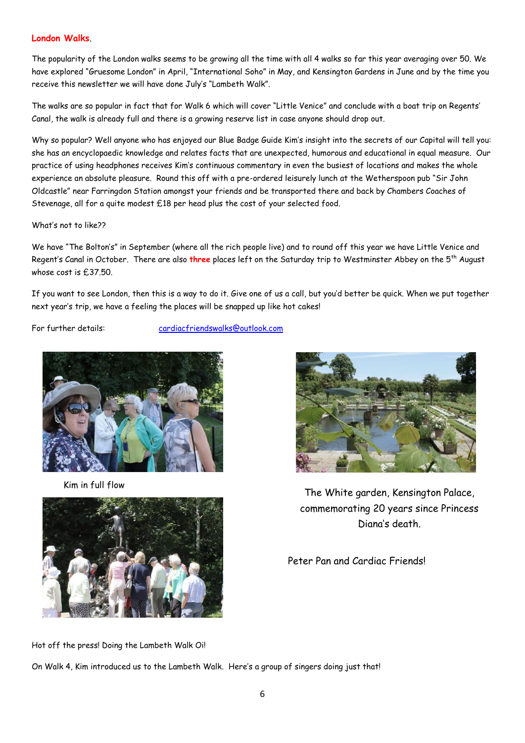## London Walks.

The popularity of the London walks seems to be growing all the time with all 4 walks so far this year averaging over 50. We have explored "Gruesome London" in April, "International Soho" in May, and Kensington Gardens in June and by the time you receive this newsletter we will have done July's "Lambeth Walk".

The walks are so popular in fact that for Walk 6 which will cover "Little Venice" and conclude with a boat trip on Regents' Canal, the walk is already full and there is a growing reserve list in case anyone should drop out.

Why so popular? Well anyone who has enjoyed our Blue Badge Guide Kim's insight into the secrets of our Capital will tell you: she has an encyclopaedic knowledge and relates facts that are unexpected, humorous and educational in equal measure. Our practice of using headphones receives Kim's continuous commentary in even the busiest of locations and makes the whole experience an absolute pleasure. Round this off with a pre-ordered leisurely lunch at the Wetherspoon pub "Sir John Oldcastle" near Farringdon Station amongst your friends and be transported there and back by Chambers Coaches of Stevenage, all for a quite modest £18 per head plus the cost of your selected food.

What's not to like??

We have "The Bolton's" in September (where all the rich people live) and to round off this year we have Little Venice and Regent's Canal in October. There are also **three** places left on the Saturday trip to Westminster Abbey on the 5th August whose cost is £37.50.

If you want to see London, then this is a way to do it. Give one of us a call, but you'd better be quick. When we put together next year's trip, we have a feeling the places will be snapped up like hot cakes!

For further details: cardiacfriendswalks@outlook.com

Kim in full flow

The White garden, Kensington Palace, commemorating 20 years since Princess Diana's death.

Peter Pan and Cardiac Friends!

Hot off the press! Doing the Lambeth Walk Oi!

On Walk 4, Kim introduced us to the Lambeth Walk. Here's a group of singers doing just that!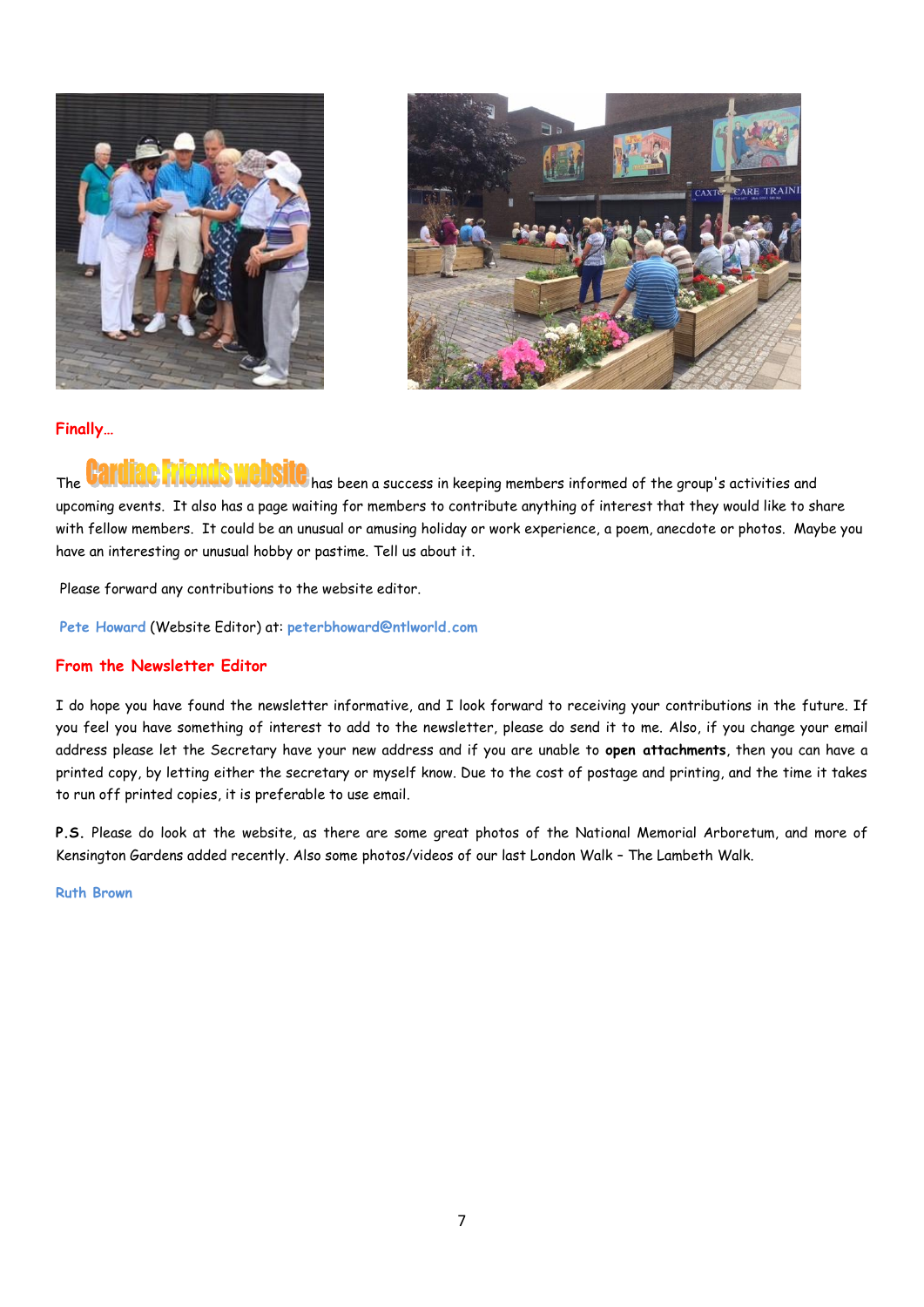**Finally…**

The **Cardiac Friends website** has been a success in keeping members informed of the group's activities and upcoming events. It also has a page waiting for members to contribute anything of interest that they would like to share with fellow members. It could be an unusual or amusing holiday or work experience, a poem, anecdote or photos. Maybe you have an interesting or unusual hobby or pastime. Tell us about it.

Please forward any contributions to the website editor.

Pete Howard (Website Editor) at: peterbhoward@ntlworld.com

**From the Newsletter Editor**

I do hope you have found the newsletter informative, and I look forward to receiving your contributions in the future. If you feel you have something of interest to add to the newsletter, please do send it to me. Also, if you change your email address please let the Secretary have your new address and if you are unable to **open attachments**, then you can have a printed copy, by letting either the secretary or myself know. Due to the cost of postage and printing, and the time it takes to run off printed copies, it is preferable to use email.

**P.S.** Please do look at the website, as there are some great photos of the National Memorial Arboretum, and more of Kensington Gardens added recently. Also some photos/videos of our last London Walk – The Lambeth Walk.

Ruth Brown